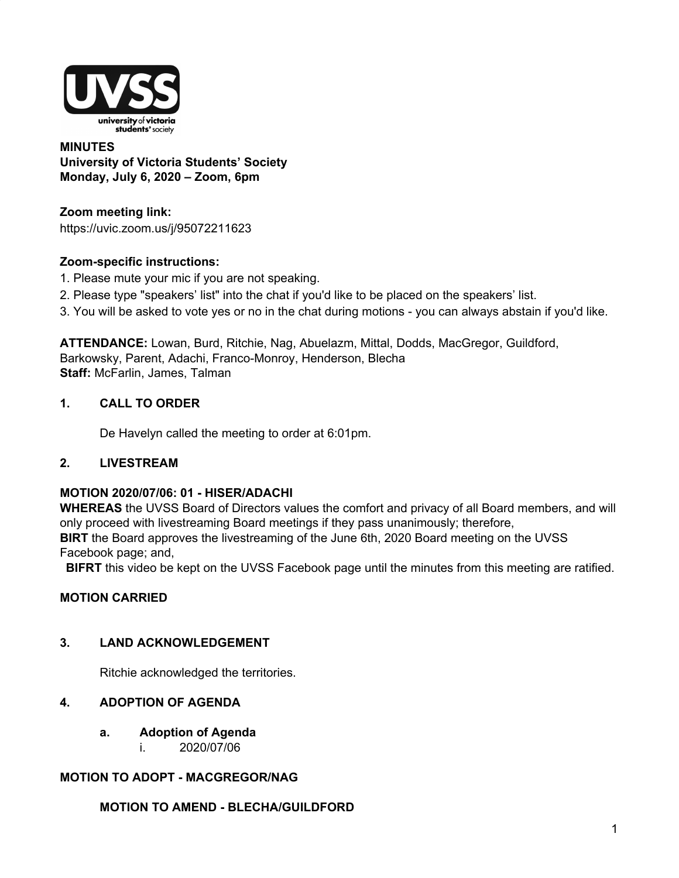**MINUTES**
**University of Victoria Students' Society**
**Monday, July 6, 2020 – Zoom, 6pm**

**Zoom meeting link:**
https://uvic.zoom.us/j/95072211623

**Zoom-specific instructions:**
1. Please mute your mic if you are not speaking.
2. Please type "speakers' list" into the chat if you'd like to be placed on the speakers' list.
3. You will be asked to vote yes or no in the chat during motions - you can always abstain if you'd like.

**ATTENDANCE:** Lowan, Burd, Ritchie, Nag, Abuelazm, Mittal, Dodds, MacGregor, Guildford, Barkowsky, Parent, Adachi, Franco-Monroy, Henderson, Blecha
**Staff:** McFarlin, James, Talman

## 1. CALL TO ORDER

De Havelyn called the meeting to order at 6:01pm.

## 2. LIVESTREAM

**MOTION 2020/07/06: 01 - HISER/ADACHI**
**WHEREAS** the UVSS Board of Directors values the comfort and privacy of all Board members, and will only proceed with livestreaming Board meetings if they pass unanimously; therefore,
**BIRT** the Board approves the livestreaming of the June 6th, 2020 Board meeting on the UVSS Facebook page; and,
**BIFRT** this video be kept on the UVSS Facebook page until the minutes from this meeting are ratified.

**MOTION CARRIED**

## 3. LAND ACKNOWLEDGEMENT

Ritchie acknowledged the territories.

## 4. ADOPTION OF AGENDA

**a. Adoption of Agenda**
i. 2020/07/06

**MOTION TO ADOPT - MACGREGOR/NAG**

**MOTION TO AMEND - BLECHA/GUILDFORD**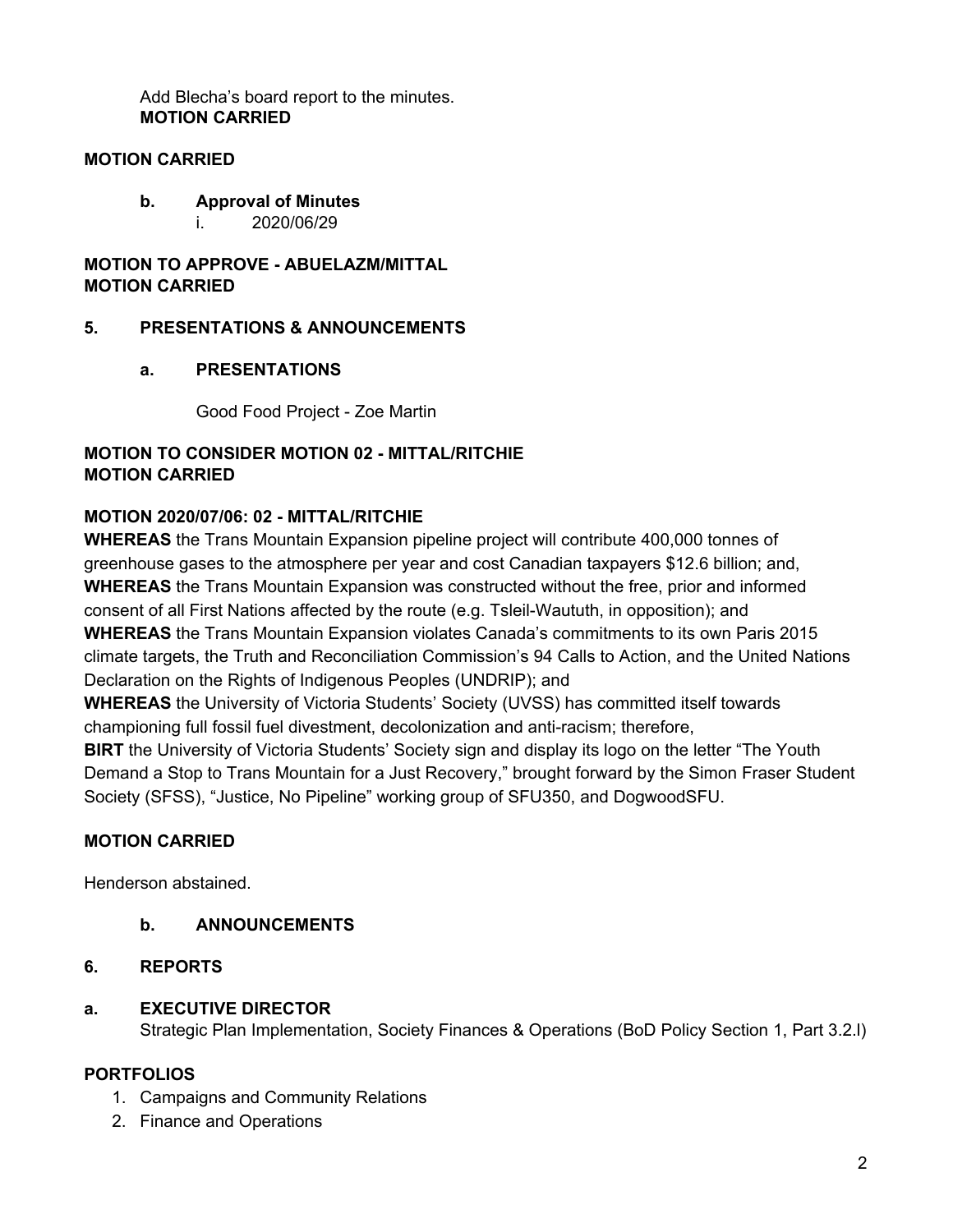Add Blecha's board report to the minutes.
**MOTION CARRIED**

**MOTION CARRIED**

**b. Approval of Minutes**

i. 2020/06/29

**MOTION TO APPROVE - ABUELAZM/MITTAL**
**MOTION CARRIED**

## 5. PRESENTATIONS & ANNOUNCEMENTS

### a. PRESENTATIONS

Good Food Project - Zoe Martin

**MOTION TO CONSIDER MOTION 02 - MITTAL/RITCHIE**
**MOTION CARRIED**

**MOTION 2020/07/06: 02 - MITTAL/RITCHIE**

**WHEREAS** the Trans Mountain Expansion pipeline project will contribute 400,000 tonnes of greenhouse gases to the atmosphere per year and cost Canadian taxpayers $12.6 billion; and,
**WHEREAS** the Trans Mountain Expansion was constructed without the free, prior and informed consent of all First Nations affected by the route (e.g. Tsleil-Waututh, in opposition); and
**WHEREAS** the Trans Mountain Expansion violates Canada's commitments to its own Paris 2015 climate targets, the Truth and Reconciliation Commission's 94 Calls to Action, and the United Nations Declaration on the Rights of Indigenous Peoples (UNDRIP); and
**WHEREAS** the University of Victoria Students' Society (UVSS) has committed itself towards championing full fossil fuel divestment, decolonization and anti-racism; therefore,
**BIRT** the University of Victoria Students' Society sign and display its logo on the letter "The Youth Demand a Stop to Trans Mountain for a Just Recovery," brought forward by the Simon Fraser Student Society (SFSS), "Justice, No Pipeline" working group of SFU350, and DogwoodSFU.

**MOTION CARRIED**

Henderson abstained.

### b. ANNOUNCEMENTS

## 6. REPORTS

### a. EXECUTIVE DIRECTOR

Strategic Plan Implementation, Society Finances & Operations (BoD Policy Section 1, Part 3.2.l)

**PORTFOLIOS**

1. Campaigns and Community Relations
2. Finance and Operations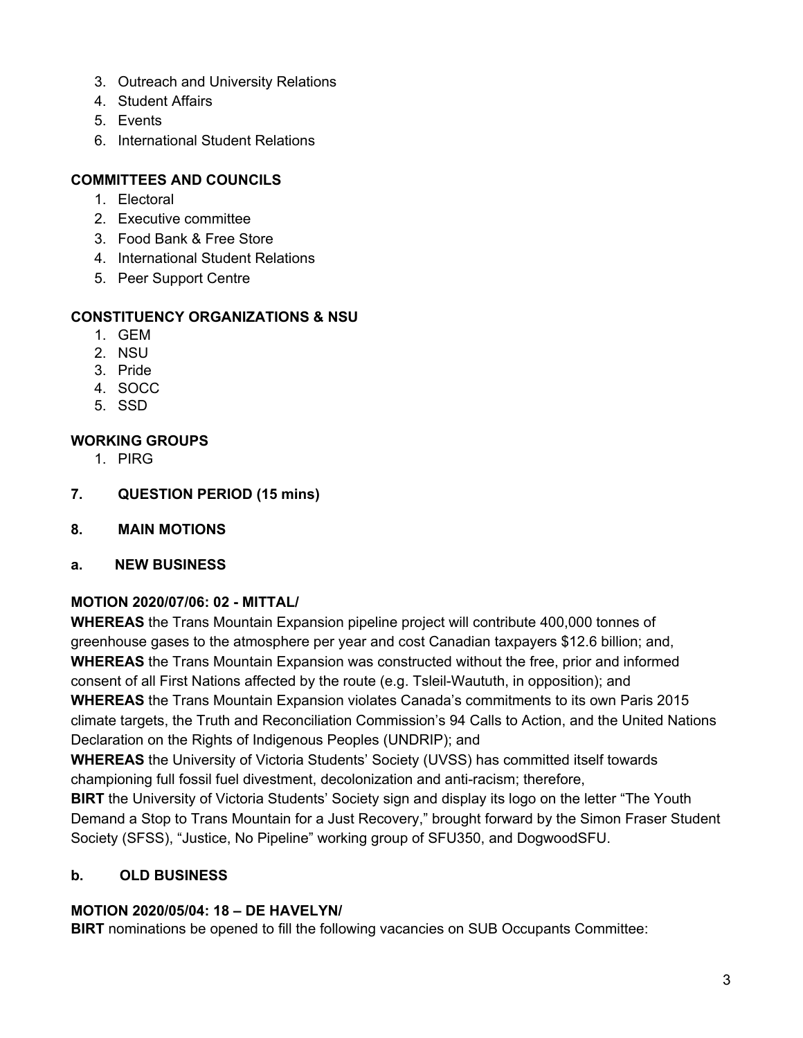3. Outreach and University Relations
4. Student Affairs
5. Events
6. International Student Relations

**COMMITTEES AND COUNCILS**

1. Electoral
2. Executive committee
3. Food Bank & Free Store
4. International Student Relations
5. Peer Support Centre

**CONSTITUENCY ORGANIZATIONS & NSU**

1. GEM
2. NSU
3. Pride
4. SOCC
5. SSD

**WORKING GROUPS**

1. PIRG

**7. QUESTION PERIOD (15 mins)**

**8. MAIN MOTIONS**

**a. NEW BUSINESS**

**MOTION 2020/07/06: 02 - MITTAL/**

**WHEREAS** the Trans Mountain Expansion pipeline project will contribute 400,000 tonnes of greenhouse gases to the atmosphere per year and cost Canadian taxpayers $12.6 billion; and,
**WHEREAS** the Trans Mountain Expansion was constructed without the free, prior and informed consent of all First Nations affected by the route (e.g. Tsleil-Waututh, in opposition); and
**WHEREAS** the Trans Mountain Expansion violates Canada's commitments to its own Paris 2015 climate targets, the Truth and Reconciliation Commission's 94 Calls to Action, and the United Nations Declaration on the Rights of Indigenous Peoples (UNDRIP); and
**WHEREAS** the University of Victoria Students' Society (UVSS) has committed itself towards championing full fossil fuel divestment, decolonization and anti-racism; therefore,
**BIRT** the University of Victoria Students' Society sign and display its logo on the letter "The Youth Demand a Stop to Trans Mountain for a Just Recovery," brought forward by the Simon Fraser Student Society (SFSS), "Justice, No Pipeline" working group of SFU350, and DogwoodSFU.

**b. OLD BUSINESS**

**MOTION 2020/05/04: 18 – DE HAVELYN/**

**BIRT** nominations be opened to fill the following vacancies on SUB Occupants Committee: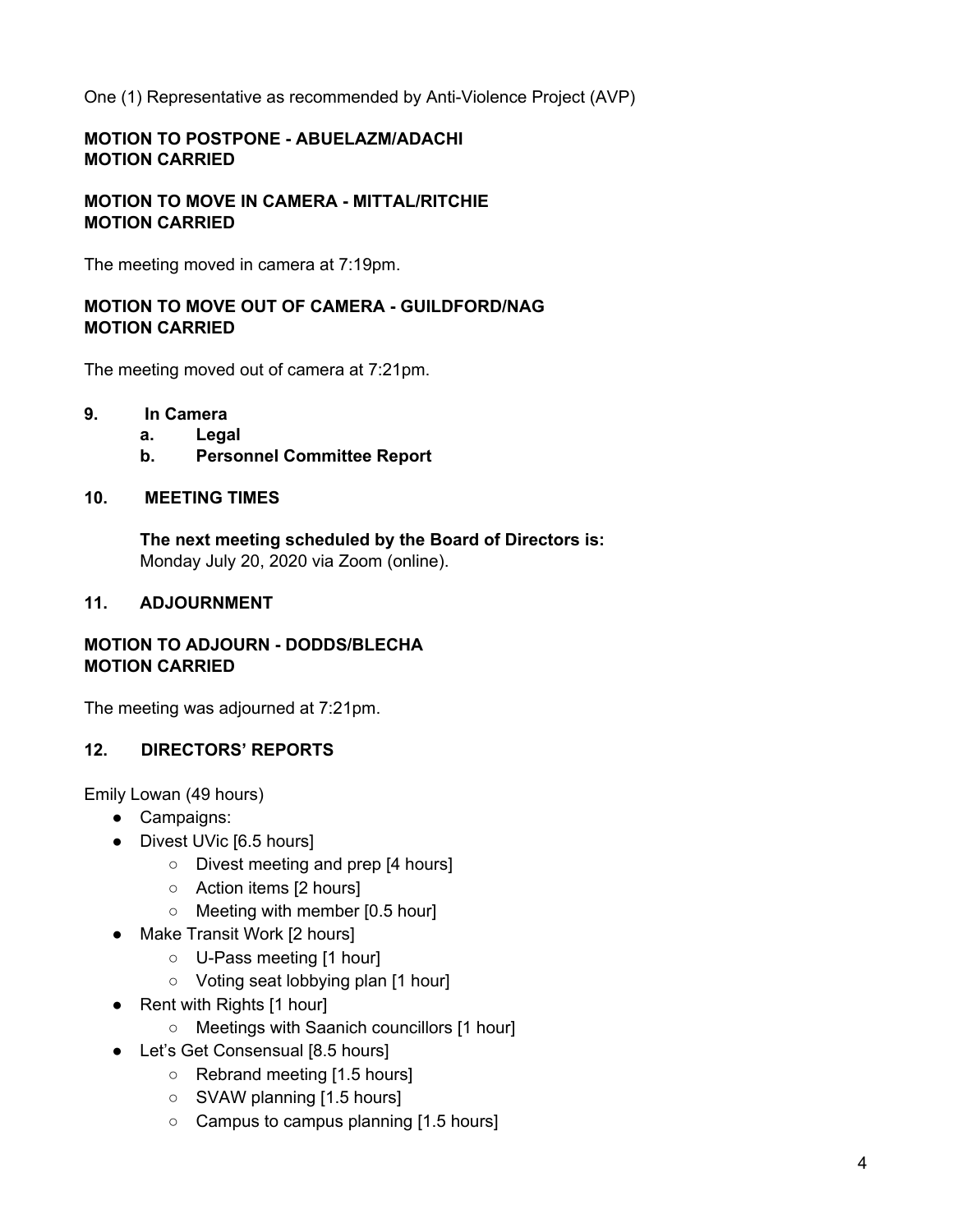One (1) Representative as recommended by Anti-Violence Project (AVP)

**MOTION TO POSTPONE - ABUELAZM/ADACHI**
**MOTION CARRIED**

**MOTION TO MOVE IN CAMERA - MITTAL/RITCHIE**
**MOTION CARRIED**

The meeting moved in camera at 7:19pm.

**MOTION TO MOVE OUT OF CAMERA - GUILDFORD/NAG**
**MOTION CARRIED**

The meeting moved out of camera at 7:21pm.

## 9. In Camera

### a. Legal

### b. Personnel Committee Report

## 10. MEETING TIMES

**The next meeting scheduled by the Board of Directors is:**
Monday July 20, 2020 via Zoom (online).

## 11. ADJOURNMENT

**MOTION TO ADJOURN - DODDS/BLECHA**
**MOTION CARRIED**

The meeting was adjourned at 7:21pm.

## 12. DIRECTORS' REPORTS

Emily Lowan (49 hours)

- Campaigns:
- Divest UVic [6.5 hours]
    - Divest meeting and prep [4 hours]
    - Action items [2 hours]
    - Meeting with member [0.5 hour]
- Make Transit Work [2 hours]
    - U-Pass meeting [1 hour]
    - Voting seat lobbying plan [1 hour]
- Rent with Rights [1 hour]
    - Meetings with Saanich councillors [1 hour]
- Let's Get Consensual [8.5 hours]
    - Rebrand meeting [1.5 hours]
    - SVAW planning [1.5 hours]
    - Campus to campus planning [1.5 hours]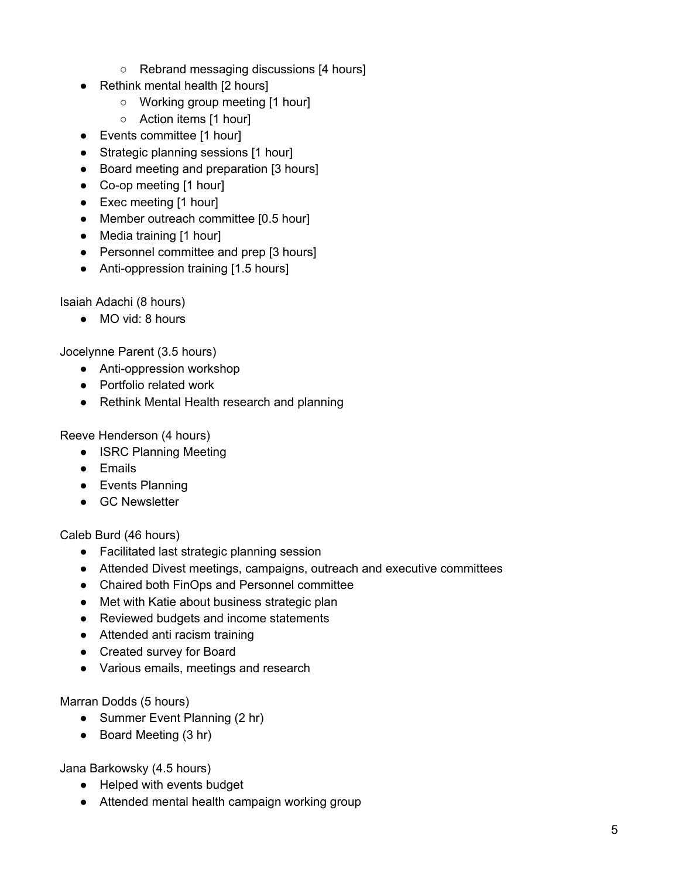- Rebrand messaging discussions [4 hours]
- Rethink mental health [2 hours]
    - Working group meeting [1 hour]
    - Action items [1 hour]
- Events committee [1 hour]
- Strategic planning sessions [1 hour]
- Board meeting and preparation [3 hours]
- Co-op meeting [1 hour]
- Exec meeting [1 hour]
- Member outreach committee [0.5 hour]
- Media training [1 hour]
- Personnel committee and prep [3 hours]
- Anti-oppression training [1.5 hours]

Isaiah Adachi (8 hours)

- MO vid: 8 hours

Jocelynne Parent (3.5 hours)

- Anti-oppression workshop
- Portfolio related work
- Rethink Mental Health research and planning

Reeve Henderson (4 hours)

- ISRC Planning Meeting
- Emails
- Events Planning
- GC Newsletter

Caleb Burd (46 hours)

- Facilitated last strategic planning session
- Attended Divest meetings, campaigns, outreach and executive committees
- Chaired both FinOps and Personnel committee
- Met with Katie about business strategic plan
- Reviewed budgets and income statements
- Attended anti racism training
- Created survey for Board
- Various emails, meetings and research

Marran Dodds (5 hours)

- Summer Event Planning (2 hr)
- Board Meeting (3 hr)

Jana Barkowsky (4.5 hours)

- Helped with events budget
- Attended mental health campaign working group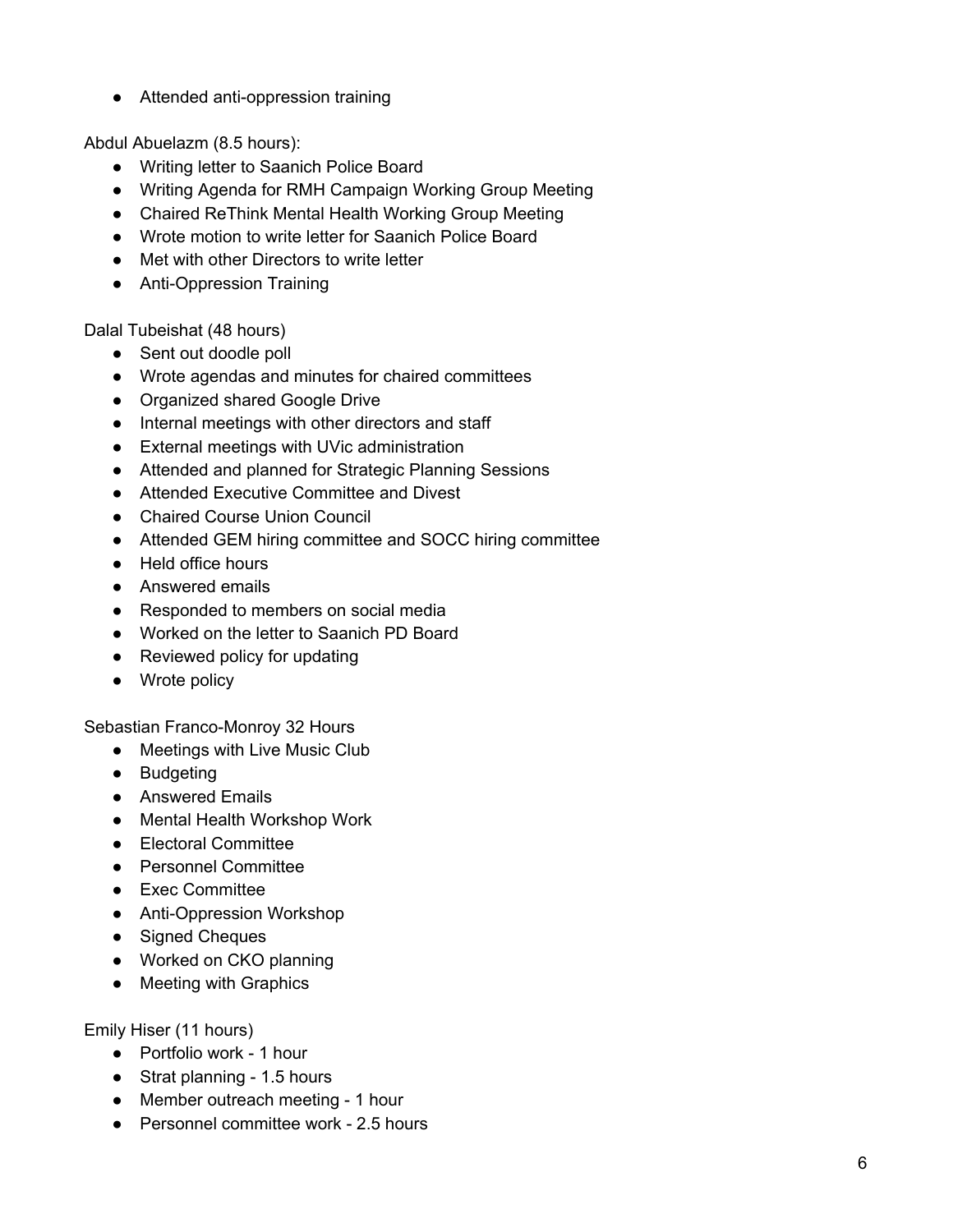- Attended anti-oppression training

Abdul Abuelazm (8.5 hours):

- Writing letter to Saanich Police Board
- Writing Agenda for RMH Campaign Working Group Meeting
- Chaired ReThink Mental Health Working Group Meeting
- Wrote motion to write letter for Saanich Police Board
- Met with other Directors to write letter
- Anti-Oppression Training

Dalal Tubeishat (48 hours)

- Sent out doodle poll
- Wrote agendas and minutes for chaired committees
- Organized shared Google Drive
- Internal meetings with other directors and staff
- External meetings with UVic administration
- Attended and planned for Strategic Planning Sessions
- Attended Executive Committee and Divest
- Chaired Course Union Council
- Attended GEM hiring committee and SOCC hiring committee
- Held office hours
- Answered emails
- Responded to members on social media
- Worked on the letter to Saanich PD Board
- Reviewed policy for updating
- Wrote policy

Sebastian Franco-Monroy 32 Hours

- Meetings with Live Music Club
- Budgeting
- Answered Emails
- Mental Health Workshop Work
- Electoral Committee
- Personnel Committee
- Exec Committee
- Anti-Oppression Workshop
- Signed Cheques
- Worked on CKO planning
- Meeting with Graphics

Emily Hiser (11 hours)

- Portfolio work - 1 hour
- Strat planning - 1.5 hours
- Member outreach meeting - 1 hour
- Personnel committee work - 2.5 hours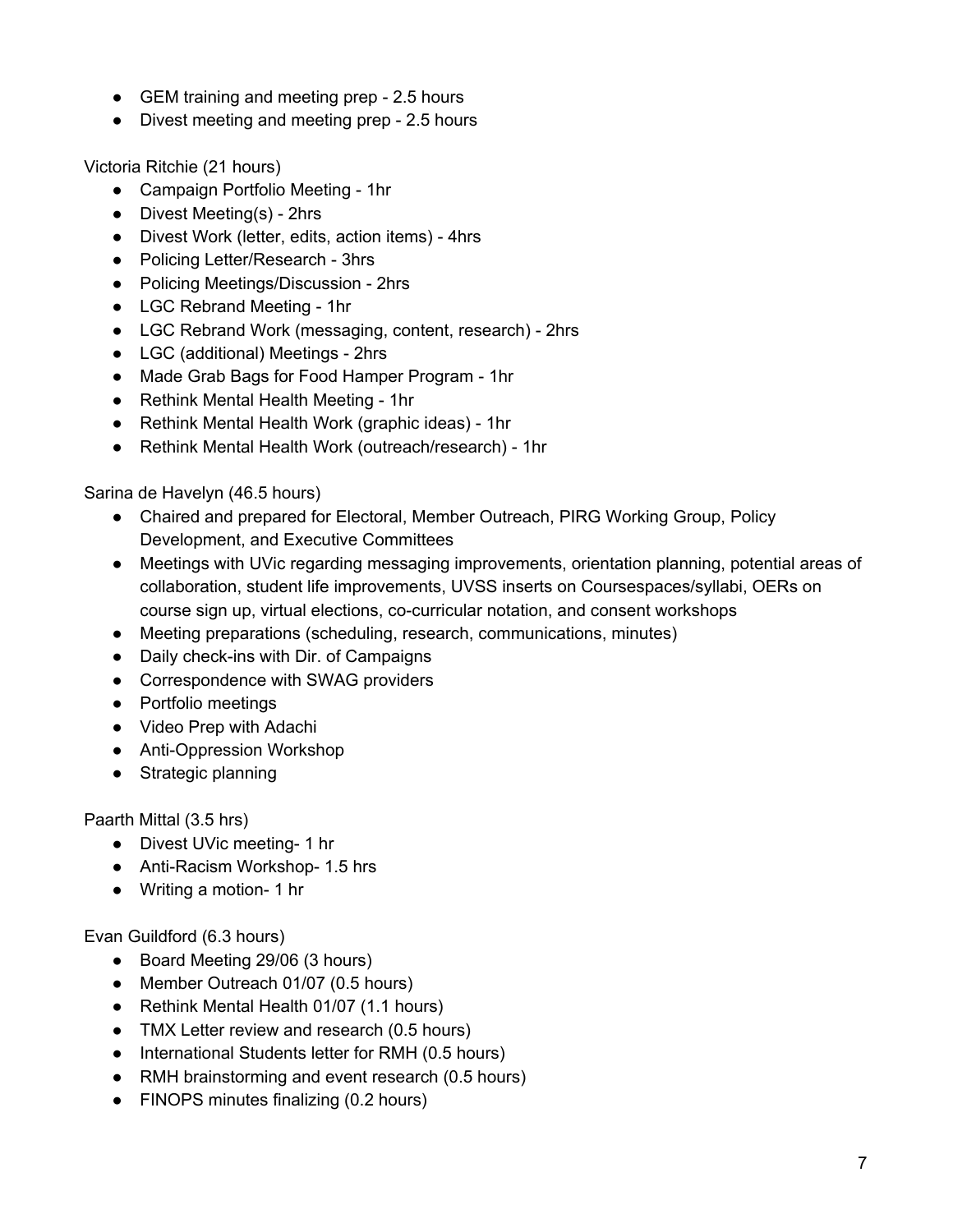- GEM training and meeting prep - 2.5 hours
- Divest meeting and meeting prep - 2.5 hours

Victoria Ritchie (21 hours)

- Campaign Portfolio Meeting - 1hr
- Divest Meeting(s) - 2hrs
- Divest Work (letter, edits, action items) - 4hrs
- Policing Letter/Research - 3hrs
- Policing Meetings/Discussion - 2hrs
- LGC Rebrand Meeting - 1hr
- LGC Rebrand Work (messaging, content, research) - 2hrs
- LGC (additional) Meetings - 2hrs
- Made Grab Bags for Food Hamper Program - 1hr
- Rethink Mental Health Meeting - 1hr
- Rethink Mental Health Work (graphic ideas) - 1hr
- Rethink Mental Health Work (outreach/research) - 1hr

Sarina de Havelyn (46.5 hours)

- Chaired and prepared for Electoral, Member Outreach, PIRG Working Group, Policy Development, and Executive Committees
- Meetings with UVic regarding messaging improvements, orientation planning, potential areas of collaboration, student life improvements, UVSS inserts on Coursespaces/syllabi, OERs on course sign up, virtual elections, co-curricular notation, and consent workshops
- Meeting preparations (scheduling, research, communications, minutes)
- Daily check-ins with Dir. of Campaigns
- Correspondence with SWAG providers
- Portfolio meetings
- Video Prep with Adachi
- Anti-Oppression Workshop
- Strategic planning

Paarth Mittal (3.5 hrs)

- Divest UVic meeting- 1 hr
- Anti-Racism Workshop- 1.5 hrs
- Writing a motion- 1 hr

Evan Guildford (6.3 hours)

- Board Meeting 29/06 (3 hours)
- Member Outreach 01/07 (0.5 hours)
- Rethink Mental Health 01/07 (1.1 hours)
- TMX Letter review and research (0.5 hours)
- International Students letter for RMH (0.5 hours)
- RMH brainstorming and event research (0.5 hours)
- FINOPS minutes finalizing (0.2 hours)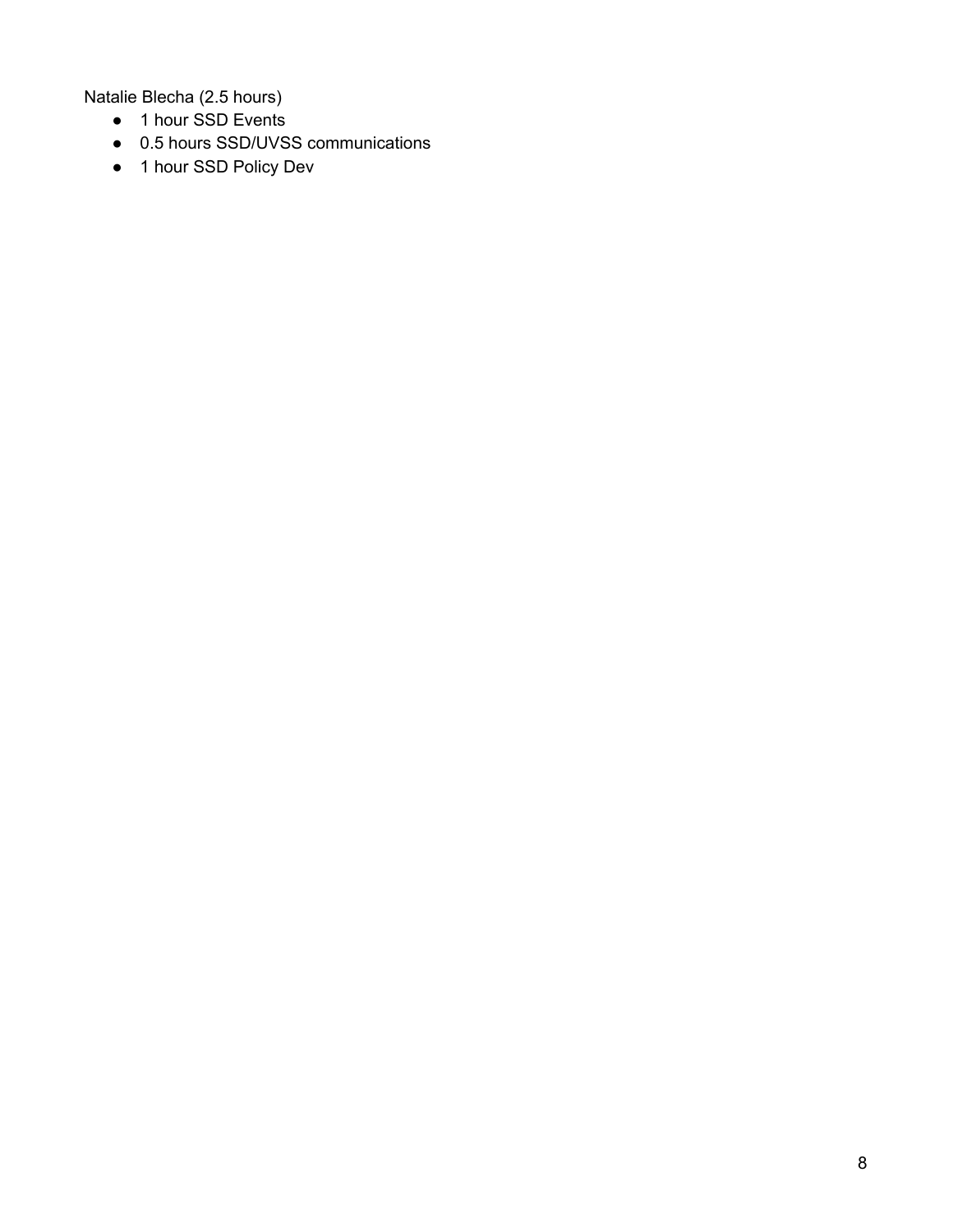Natalie Blecha (2.5 hours)

- 1 hour SSD Events
- 0.5 hours SSD/UVSS communications
- 1 hour SSD Policy Dev